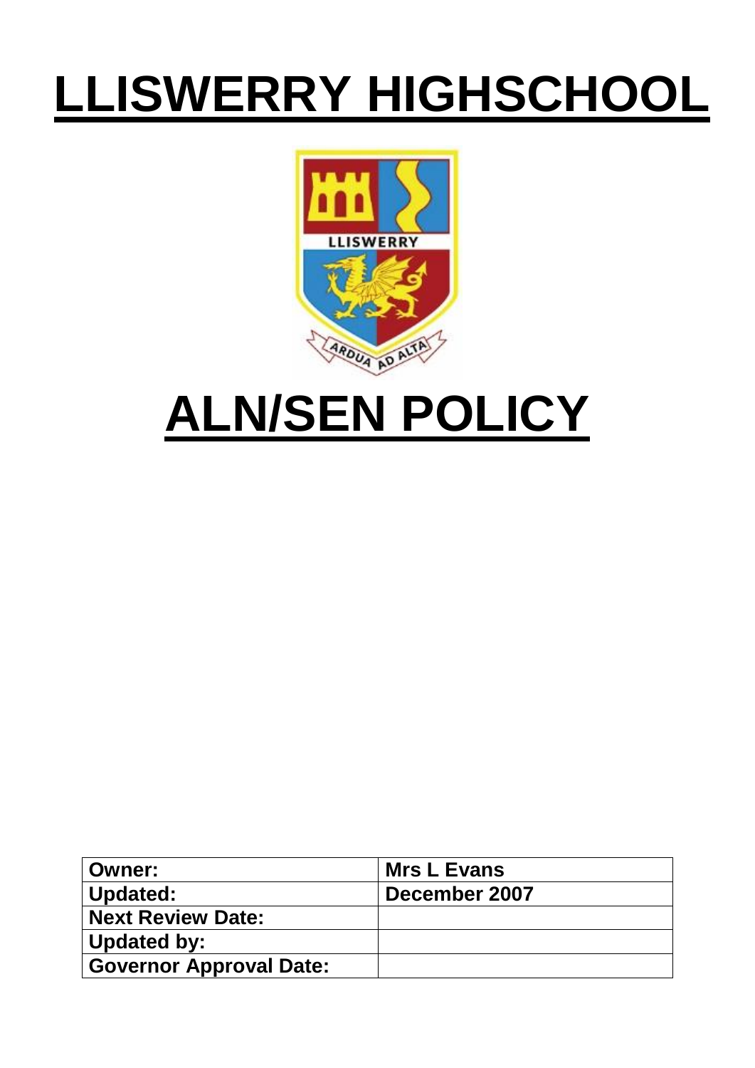# LLISWERRY HIGHSCHOOL

# ALN/SEN POLICY

| Owner: | Mrs L Evans |
|---|---|
| Updated: | December 2007 |
| Next Review Date: | |
| Updated by: | |
| Governor Approval Date: | |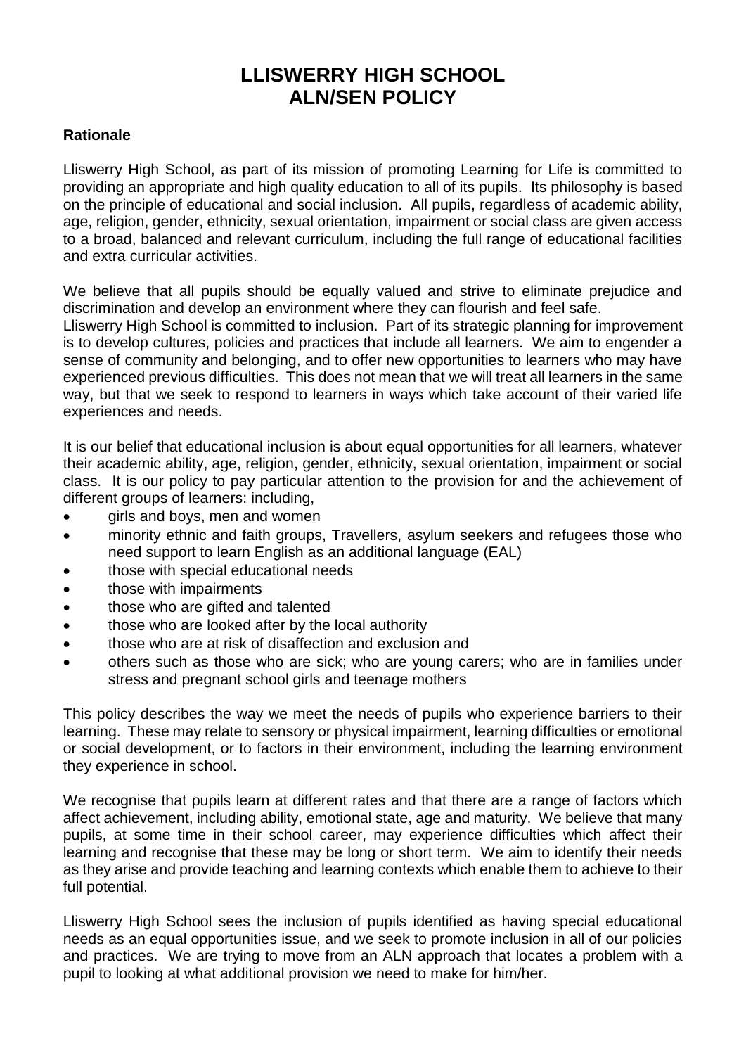# LLISWERRY HIGH SCHOOL
# ALN/SEN POLICY

**Rationale**

Lliswerry High School, as part of its mission of promoting Learning for Life is committed to providing an appropriate and high quality education to all of its pupils. Its philosophy is based on the principle of educational and social inclusion. All pupils, regardless of academic ability, age, religion, gender, ethnicity, sexual orientation, impairment or social class are given access to a broad, balanced and relevant curriculum, including the full range of educational facilities and extra curricular activities.

We believe that all pupils should be equally valued and strive to eliminate prejudice and discrimination and develop an environment where they can flourish and feel safe.
Lliswerry High School is committed to inclusion. Part of its strategic planning for improvement is to develop cultures, policies and practices that include all learners. We aim to engender a sense of community and belonging, and to offer new opportunities to learners who may have experienced previous difficulties. This does not mean that we will treat all learners in the same way, but that we seek to respond to learners in ways which take account of their varied life experiences and needs.

It is our belief that educational inclusion is about equal opportunities for all learners, whatever their academic ability, age, religion, gender, ethnicity, sexual orientation, impairment or social class. It is our policy to pay particular attention to the provision for and the achievement of different groups of learners: including,

- girls and boys, men and women
- minority ethnic and faith groups, Travellers, asylum seekers and refugees those who need support to learn English as an additional language (EAL)
- those with special educational needs
- those with impairments
- those who are gifted and talented
- those who are looked after by the local authority
- those who are at risk of disaffection and exclusion and
- others such as those who are sick; who are young carers; who are in families under stress and pregnant school girls and teenage mothers

This policy describes the way we meet the needs of pupils who experience barriers to their learning. These may relate to sensory or physical impairment, learning difficulties or emotional or social development, or to factors in their environment, including the learning environment they experience in school.

We recognise that pupils learn at different rates and that there are a range of factors which affect achievement, including ability, emotional state, age and maturity. We believe that many pupils, at some time in their school career, may experience difficulties which affect their learning and recognise that these may be long or short term. We aim to identify their needs as they arise and provide teaching and learning contexts which enable them to achieve to their full potential.

Lliswerry High School sees the inclusion of pupils identified as having special educational needs as an equal opportunities issue, and we seek to promote inclusion in all of our policies and practices. We are trying to move from an ALN approach that locates a problem with a pupil to looking at what additional provision we need to make for him/her.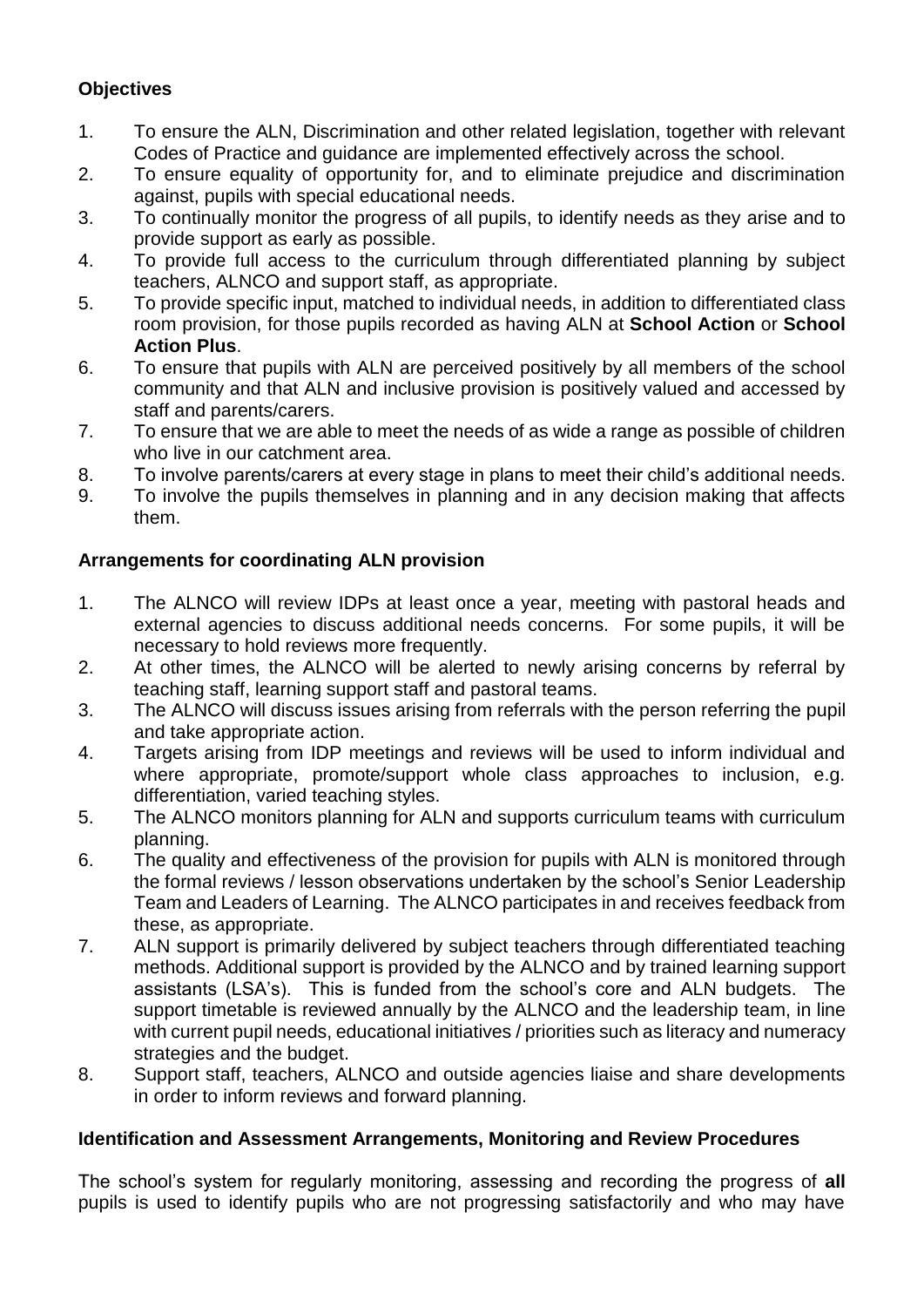### Objectives

1. To ensure the ALN, Discrimination and other related legislation, together with relevant Codes of Practice and guidance are implemented effectively across the school.
2. To ensure equality of opportunity for, and to eliminate prejudice and discrimination against, pupils with special educational needs.
3. To continually monitor the progress of all pupils, to identify needs as they arise and to provide support as early as possible.
4. To provide full access to the curriculum through differentiated planning by subject teachers, ALNCO and support staff, as appropriate.
5. To provide specific input, matched to individual needs, in addition to differentiated class room provision, for those pupils recorded as having ALN at **School Action** or **School Action Plus**.
6. To ensure that pupils with ALN are perceived positively by all members of the school community and that ALN and inclusive provision is positively valued and accessed by staff and parents/carers.
7. To ensure that we are able to meet the needs of as wide a range as possible of children who live in our catchment area.
8. To involve parents/carers at every stage in plans to meet their child's additional needs.
9. To involve the pupils themselves in planning and in any decision making that affects them.

### Arrangements for coordinating ALN provision

1. The ALNCO will review IDPs at least once a year, meeting with pastoral heads and external agencies to discuss additional needs concerns. For some pupils, it will be necessary to hold reviews more frequently.
2. At other times, the ALNCO will be alerted to newly arising concerns by referral by teaching staff, learning support staff and pastoral teams.
3. The ALNCO will discuss issues arising from referrals with the person referring the pupil and take appropriate action.
4. Targets arising from IDP meetings and reviews will be used to inform individual and where appropriate, promote/support whole class approaches to inclusion, e.g. differentiation, varied teaching styles.
5. The ALNCO monitors planning for ALN and supports curriculum teams with curriculum planning.
6. The quality and effectiveness of the provision for pupils with ALN is monitored through the formal reviews / lesson observations undertaken by the school's Senior Leadership Team and Leaders of Learning. The ALNCO participates in and receives feedback from these, as appropriate.
7. ALN support is primarily delivered by subject teachers through differentiated teaching methods. Additional support is provided by the ALNCO and by trained learning support assistants (LSA's). This is funded from the school's core and ALN budgets. The support timetable is reviewed annually by the ALNCO and the leadership team, in line with current pupil needs, educational initiatives / priorities such as literacy and numeracy strategies and the budget.
8. Support staff, teachers, ALNCO and outside agencies liaise and share developments in order to inform reviews and forward planning.

### Identification and Assessment Arrangements, Monitoring and Review Procedures

The school's system for regularly monitoring, assessing and recording the progress of **all** pupils is used to identify pupils who are not progressing satisfactorily and who may have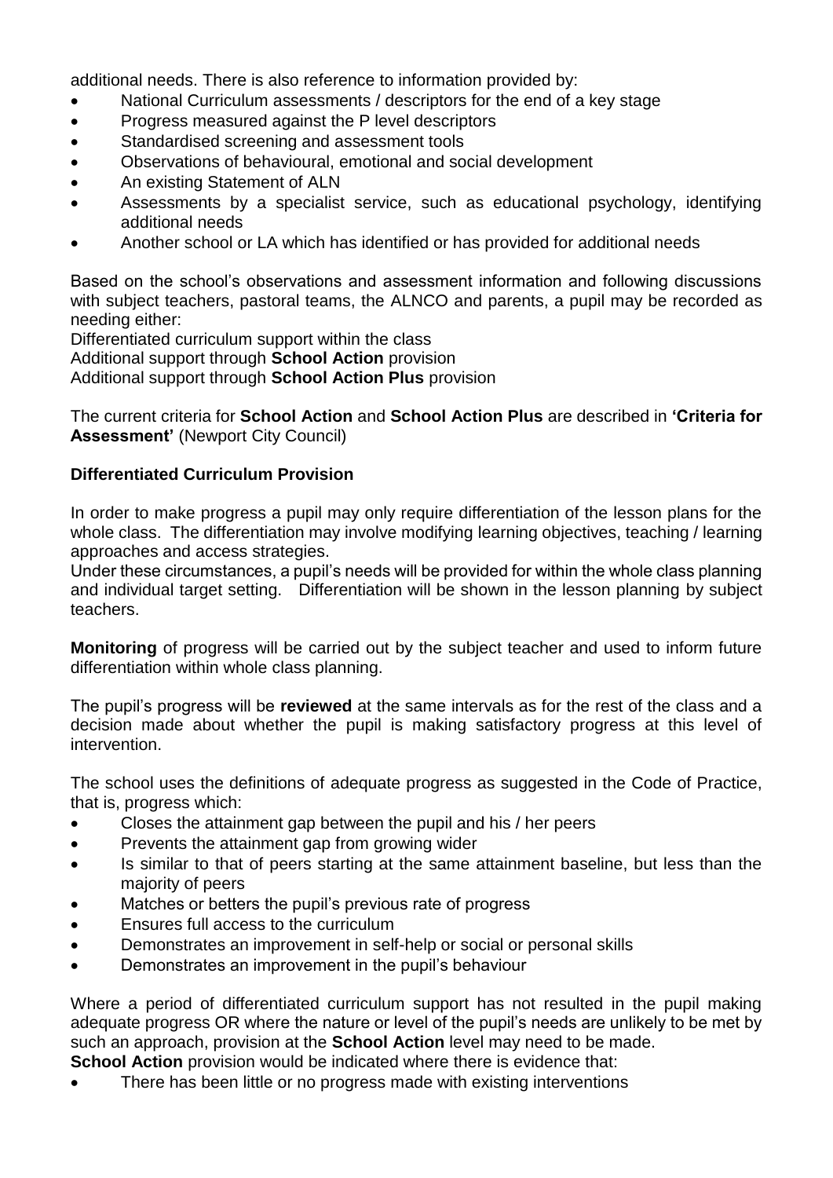additional needs. There is also reference to information provided by:

- National Curriculum assessments / descriptors for the end of a key stage
- Progress measured against the P level descriptors
- Standardised screening and assessment tools
- Observations of behavioural, emotional and social development
- An existing Statement of ALN
- Assessments by a specialist service, such as educational psychology, identifying additional needs
- Another school or LA which has identified or has provided for additional needs

Based on the school's observations and assessment information and following discussions with subject teachers, pastoral teams, the ALNCO and parents, a pupil may be recorded as needing either:
Differentiated curriculum support within the class
Additional support through **School Action** provision
Additional support through **School Action Plus** provision

The current criteria for **School Action** and **School Action Plus** are described in **'Criteria for Assessment'** (Newport City Council)

**Differentiated Curriculum Provision**

In order to make progress a pupil may only require differentiation of the lesson plans for the whole class. The differentiation may involve modifying learning objectives, teaching / learning approaches and access strategies.
Under these circumstances, a pupil's needs will be provided for within the whole class planning and individual target setting. Differentiation will be shown in the lesson planning by subject teachers.

**Monitoring** of progress will be carried out by the subject teacher and used to inform future differentiation within whole class planning.

The pupil's progress will be **reviewed** at the same intervals as for the rest of the class and a decision made about whether the pupil is making satisfactory progress at this level of intervention.

The school uses the definitions of adequate progress as suggested in the Code of Practice, that is, progress which:

- Closes the attainment gap between the pupil and his / her peers
- Prevents the attainment gap from growing wider
- Is similar to that of peers starting at the same attainment baseline, but less than the majority of peers
- Matches or betters the pupil's previous rate of progress
- Ensures full access to the curriculum
- Demonstrates an improvement in self-help or social or personal skills
- Demonstrates an improvement in the pupil's behaviour

Where a period of differentiated curriculum support has not resulted in the pupil making adequate progress OR where the nature or level of the pupil's needs are unlikely to be met by such an approach, provision at the **School Action** level may need to be made.
**School Action** provision would be indicated where there is evidence that:

- There has been little or no progress made with existing interventions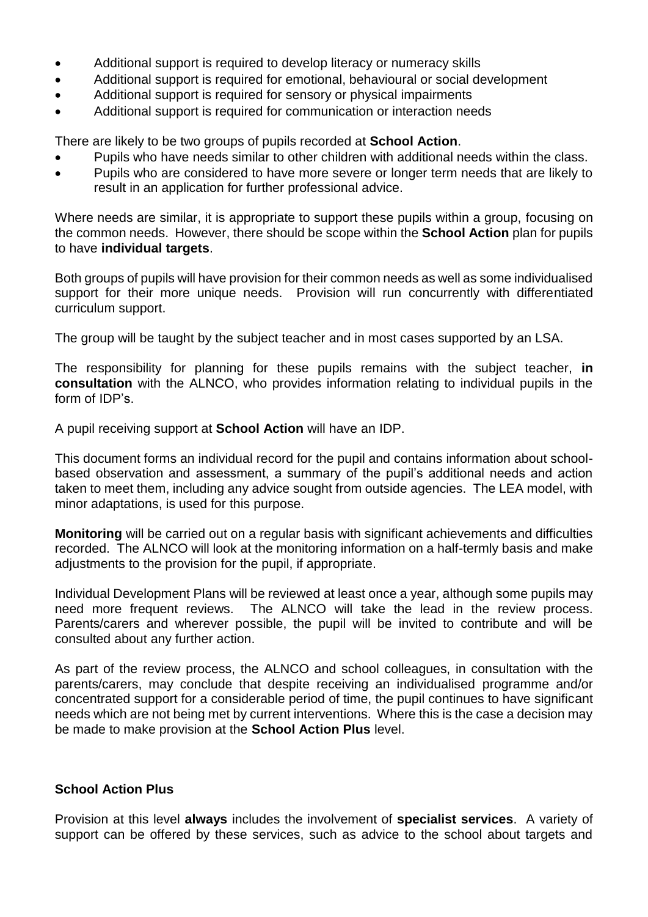- Additional support is required to develop literacy or numeracy skills
- Additional support is required for emotional, behavioural or social development
- Additional support is required for sensory or physical impairments
- Additional support is required for communication or interaction needs

There are likely to be two groups of pupils recorded at **School Action**.

- Pupils who have needs similar to other children with additional needs within the class.
- Pupils who are considered to have more severe or longer term needs that are likely to result in an application for further professional advice.

Where needs are similar, it is appropriate to support these pupils within a group, focusing on the common needs. However, there should be scope within the **School Action** plan for pupils to have **individual targets**.

Both groups of pupils will have provision for their common needs as well as some individualised support for their more unique needs. Provision will run concurrently with differentiated curriculum support.

The group will be taught by the subject teacher and in most cases supported by an LSA.

The responsibility for planning for these pupils remains with the subject teacher, **in consultation** with the ALNCO, who provides information relating to individual pupils in the form of IDP's.

A pupil receiving support at **School Action** will have an IDP.

This document forms an individual record for the pupil and contains information about school-based observation and assessment, a summary of the pupil's additional needs and action taken to meet them, including any advice sought from outside agencies. The LEA model, with minor adaptations, is used for this purpose.

**Monitoring** will be carried out on a regular basis with significant achievements and difficulties recorded. The ALNCO will look at the monitoring information on a half-termly basis and make adjustments to the provision for the pupil, if appropriate.

Individual Development Plans will be reviewed at least once a year, although some pupils may need more frequent reviews. The ALNCO will take the lead in the review process. Parents/carers and wherever possible, the pupil will be invited to contribute and will be consulted about any further action.

As part of the review process, the ALNCO and school colleagues, in consultation with the parents/carers, may conclude that despite receiving an individualised programme and/or concentrated support for a considerable period of time, the pupil continues to have significant needs which are not being met by current interventions. Where this is the case a decision may be made to make provision at the **School Action Plus** level.

**School Action Plus**

Provision at this level **always** includes the involvement of **specialist services**. A variety of support can be offered by these services, such as advice to the school about targets and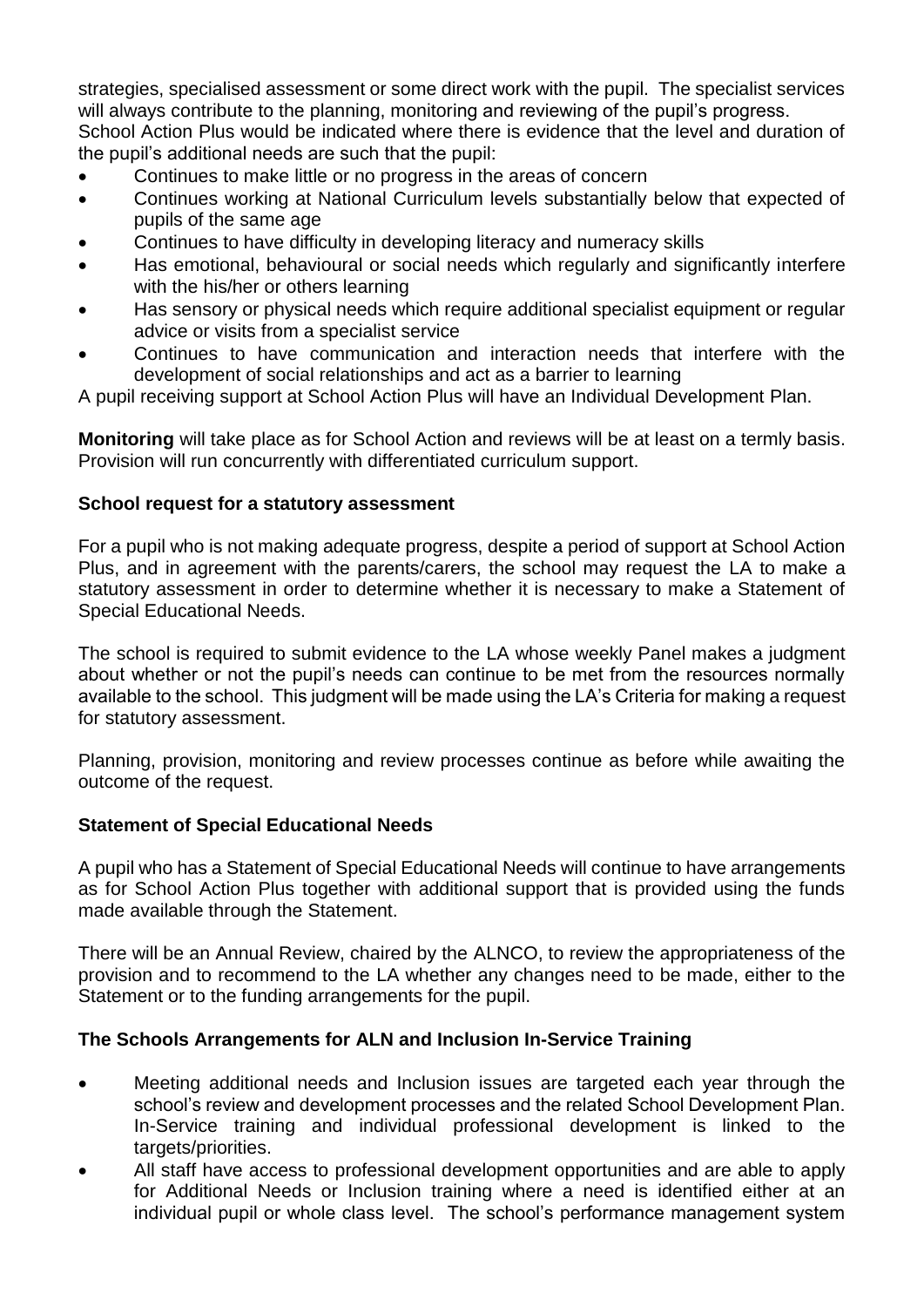strategies, specialised assessment or some direct work with the pupil. The specialist services will always contribute to the planning, monitoring and reviewing of the pupil's progress.
School Action Plus would be indicated where there is evidence that the level and duration of the pupil's additional needs are such that the pupil:

- Continues to make little or no progress in the areas of concern
- Continues working at National Curriculum levels substantially below that expected of pupils of the same age
- Continues to have difficulty in developing literacy and numeracy skills
- Has emotional, behavioural or social needs which regularly and significantly interfere with the his/her or others learning
- Has sensory or physical needs which require additional specialist equipment or regular advice or visits from a specialist service
- Continues to have communication and interaction needs that interfere with the development of social relationships and act as a barrier to learning

A pupil receiving support at School Action Plus will have an Individual Development Plan.

**Monitoring** will take place as for School Action and reviews will be at least on a termly basis. Provision will run concurrently with differentiated curriculum support.

**School request for a statutory assessment**

For a pupil who is not making adequate progress, despite a period of support at School Action Plus, and in agreement with the parents/carers, the school may request the LA to make a statutory assessment in order to determine whether it is necessary to make a Statement of Special Educational Needs.

The school is required to submit evidence to the LA whose weekly Panel makes a judgment about whether or not the pupil's needs can continue to be met from the resources normally available to the school. This judgment will be made using the LA's Criteria for making a request for statutory assessment.

Planning, provision, monitoring and review processes continue as before while awaiting the outcome of the request.

**Statement of Special Educational Needs**

A pupil who has a Statement of Special Educational Needs will continue to have arrangements as for School Action Plus together with additional support that is provided using the funds made available through the Statement.

There will be an Annual Review, chaired by the ALNCO, to review the appropriateness of the provision and to recommend to the LA whether any changes need to be made, either to the Statement or to the funding arrangements for the pupil.

**The Schools Arrangements for ALN and Inclusion In-Service Training**

- Meeting additional needs and Inclusion issues are targeted each year through the school's review and development processes and the related School Development Plan. In-Service training and individual professional development is linked to the targets/priorities.
- All staff have access to professional development opportunities and are able to apply for Additional Needs or Inclusion training where a need is identified either at an individual pupil or whole class level. The school's performance management system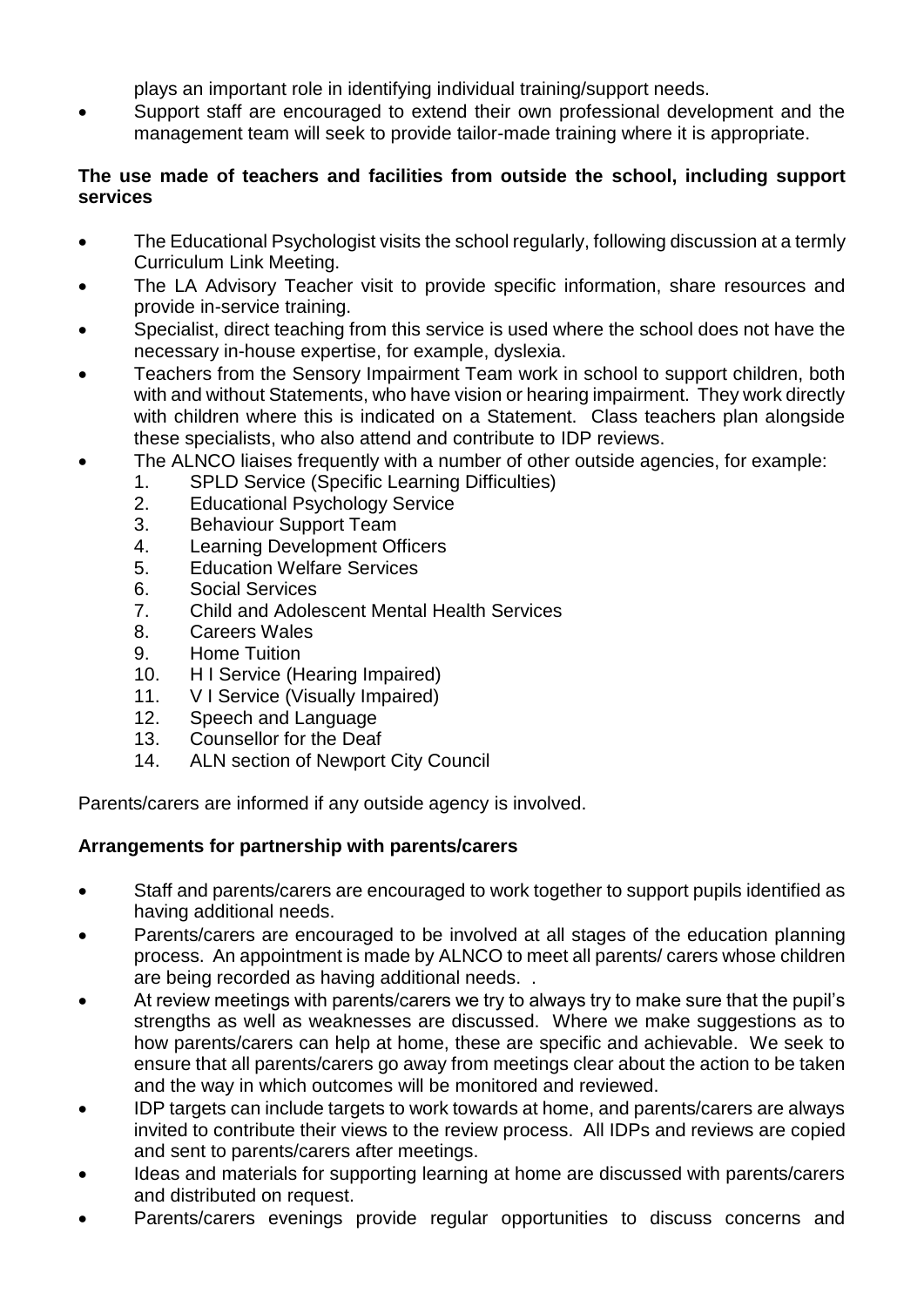plays an important role in identifying individual training/support needs.

- Support staff are encouraged to extend their own professional development and the management team will seek to provide tailor-made training where it is appropriate.

**The use made of teachers and facilities from outside the school, including support services**

- The Educational Psychologist visits the school regularly, following discussion at a termly Curriculum Link Meeting.
- The LA Advisory Teacher visit to provide specific information, share resources and provide in-service training.
- Specialist, direct teaching from this service is used where the school does not have the necessary in-house expertise, for example, dyslexia.
- Teachers from the Sensory Impairment Team work in school to support children, both with and without Statements, who have vision or hearing impairment. They work directly with children where this is indicated on a Statement. Class teachers plan alongside these specialists, who also attend and contribute to IDP reviews.
- The ALNCO liaises frequently with a number of other outside agencies, for example:
    1. SPLD Service (Specific Learning Difficulties)
    2. Educational Psychology Service
    3. Behaviour Support Team
    4. Learning Development Officers
    5. Education Welfare Services
    6. Social Services
    7. Child and Adolescent Mental Health Services
    8. Careers Wales
    9. Home Tuition
    10. H I Service (Hearing Impaired)
    11. V I Service (Visually Impaired)
    12. Speech and Language
    13. Counsellor for the Deaf
    14. ALN section of Newport City Council

Parents/carers are informed if any outside agency is involved.

**Arrangements for partnership with parents/carers**

- Staff and parents/carers are encouraged to work together to support pupils identified as having additional needs.
- Parents/carers are encouraged to be involved at all stages of the education planning process. An appointment is made by ALNCO to meet all parents/ carers whose children are being recorded as having additional needs. .
- At review meetings with parents/carers we try to always try to make sure that the pupil's strengths as well as weaknesses are discussed. Where we make suggestions as to how parents/carers can help at home, these are specific and achievable. We seek to ensure that all parents/carers go away from meetings clear about the action to be taken and the way in which outcomes will be monitored and reviewed.
- IDP targets can include targets to work towards at home, and parents/carers are always invited to contribute their views to the review process. All IDPs and reviews are copied and sent to parents/carers after meetings.
- Ideas and materials for supporting learning at home are discussed with parents/carers and distributed on request.
- Parents/carers evenings provide regular opportunities to discuss concerns and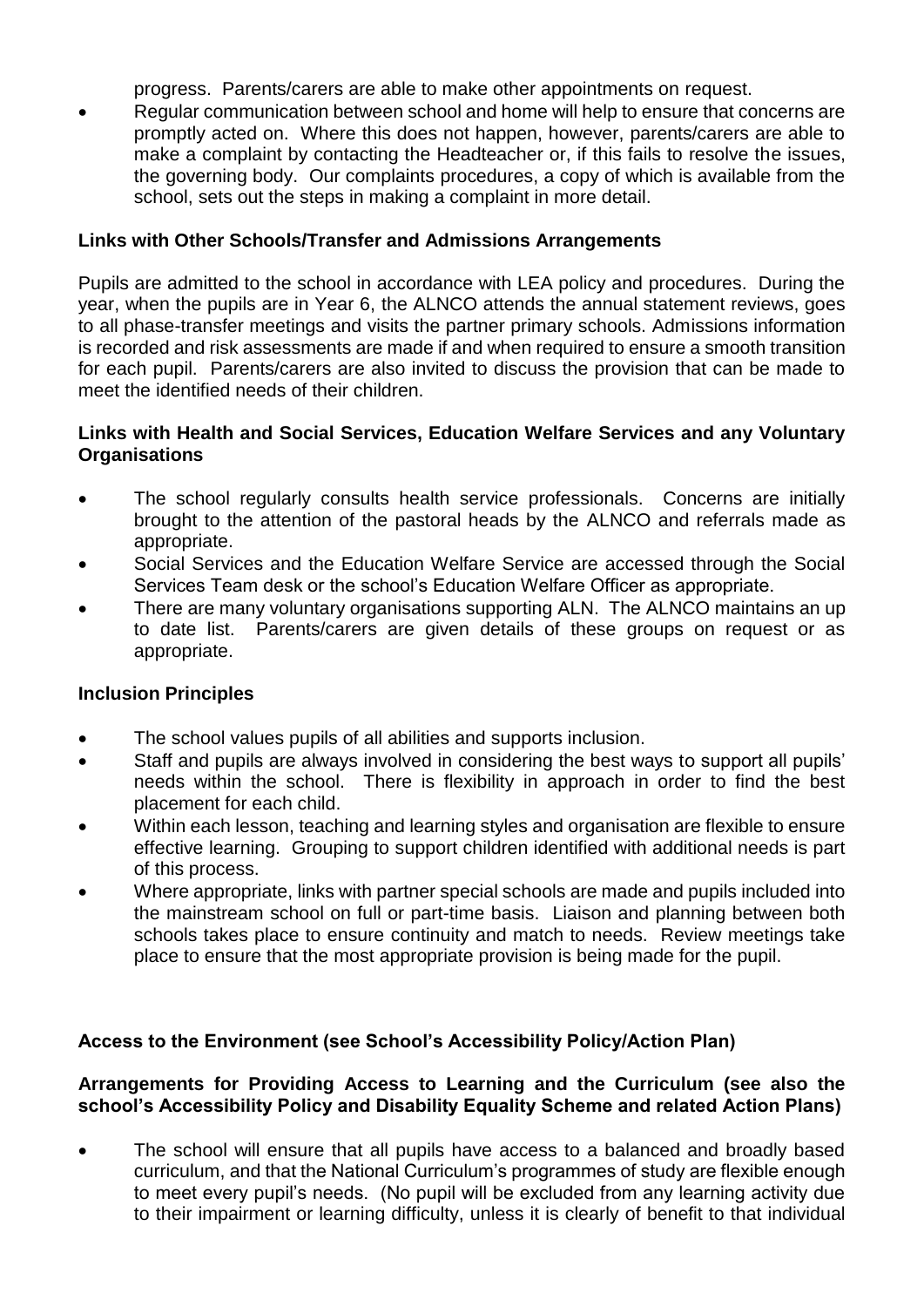progress. Parents/carers are able to make other appointments on request.

- Regular communication between school and home will help to ensure that concerns are promptly acted on. Where this does not happen, however, parents/carers are able to make a complaint by contacting the Headteacher or, if this fails to resolve the issues, the governing body. Our complaints procedures, a copy of which is available from the school, sets out the steps in making a complaint in more detail.

**Links with Other Schools/Transfer and Admissions Arrangements**

Pupils are admitted to the school in accordance with LEA policy and procedures. During the year, when the pupils are in Year 6, the ALNCO attends the annual statement reviews, goes to all phase-transfer meetings and visits the partner primary schools. Admissions information is recorded and risk assessments are made if and when required to ensure a smooth transition for each pupil. Parents/carers are also invited to discuss the provision that can be made to meet the identified needs of their children.

**Links with Health and Social Services, Education Welfare Services and any Voluntary Organisations**

- The school regularly consults health service professionals. Concerns are initially brought to the attention of the pastoral heads by the ALNCO and referrals made as appropriate.
- Social Services and the Education Welfare Service are accessed through the Social Services Team desk or the school's Education Welfare Officer as appropriate.
- There are many voluntary organisations supporting ALN. The ALNCO maintains an up to date list. Parents/carers are given details of these groups on request or as appropriate.

**Inclusion Principles**

- The school values pupils of all abilities and supports inclusion.
- Staff and pupils are always involved in considering the best ways to support all pupils' needs within the school. There is flexibility in approach in order to find the best placement for each child.
- Within each lesson, teaching and learning styles and organisation are flexible to ensure effective learning. Grouping to support children identified with additional needs is part of this process.
- Where appropriate, links with partner special schools are made and pupils included into the mainstream school on full or part-time basis. Liaison and planning between both schools takes place to ensure continuity and match to needs. Review meetings take place to ensure that the most appropriate provision is being made for the pupil.

**Access to the Environment (see School's Accessibility Policy/Action Plan)**

**Arrangements for Providing Access to Learning and the Curriculum (see also the school's Accessibility Policy and Disability Equality Scheme and related Action Plans)**

- The school will ensure that all pupils have access to a balanced and broadly based curriculum, and that the National Curriculum's programmes of study are flexible enough to meet every pupil's needs. (No pupil will be excluded from any learning activity due to their impairment or learning difficulty, unless it is clearly of benefit to that individual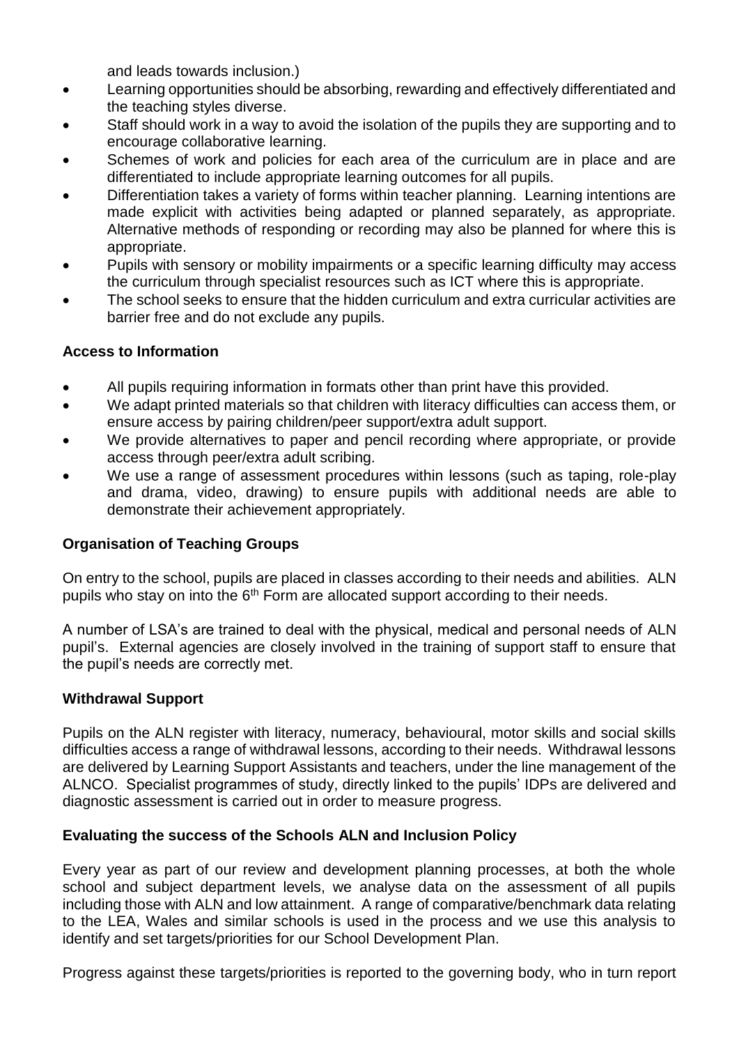and leads towards inclusion.)

- Learning opportunities should be absorbing, rewarding and effectively differentiated and the teaching styles diverse.
- Staff should work in a way to avoid the isolation of the pupils they are supporting and to encourage collaborative learning.
- Schemes of work and policies for each area of the curriculum are in place and are differentiated to include appropriate learning outcomes for all pupils.
- Differentiation takes a variety of forms within teacher planning. Learning intentions are made explicit with activities being adapted or planned separately, as appropriate. Alternative methods of responding or recording may also be planned for where this is appropriate.
- Pupils with sensory or mobility impairments or a specific learning difficulty may access the curriculum through specialist resources such as ICT where this is appropriate.
- The school seeks to ensure that the hidden curriculum and extra curricular activities are barrier free and do not exclude any pupils.

**Access to Information**

- All pupils requiring information in formats other than print have this provided.
- We adapt printed materials so that children with literacy difficulties can access them, or ensure access by pairing children/peer support/extra adult support.
- We provide alternatives to paper and pencil recording where appropriate, or provide access through peer/extra adult scribing.
- We use a range of assessment procedures within lessons (such as taping, role-play and drama, video, drawing) to ensure pupils with additional needs are able to demonstrate their achievement appropriately.

**Organisation of Teaching Groups**

On entry to the school, pupils are placed in classes according to their needs and abilities. ALN pupils who stay on into the 6th Form are allocated support according to their needs.

A number of LSA's are trained to deal with the physical, medical and personal needs of ALN pupil's. External agencies are closely involved in the training of support staff to ensure that the pupil's needs are correctly met.

**Withdrawal Support**

Pupils on the ALN register with literacy, numeracy, behavioural, motor skills and social skills difficulties access a range of withdrawal lessons, according to their needs. Withdrawal lessons are delivered by Learning Support Assistants and teachers, under the line management of the ALNCO. Specialist programmes of study, directly linked to the pupils' IDPs are delivered and diagnostic assessment is carried out in order to measure progress.

**Evaluating the success of the Schools ALN and Inclusion Policy**

Every year as part of our review and development planning processes, at both the whole school and subject department levels, we analyse data on the assessment of all pupils including those with ALN and low attainment. A range of comparative/benchmark data relating to the LEA, Wales and similar schools is used in the process and we use this analysis to identify and set targets/priorities for our School Development Plan.

Progress against these targets/priorities is reported to the governing body, who in turn report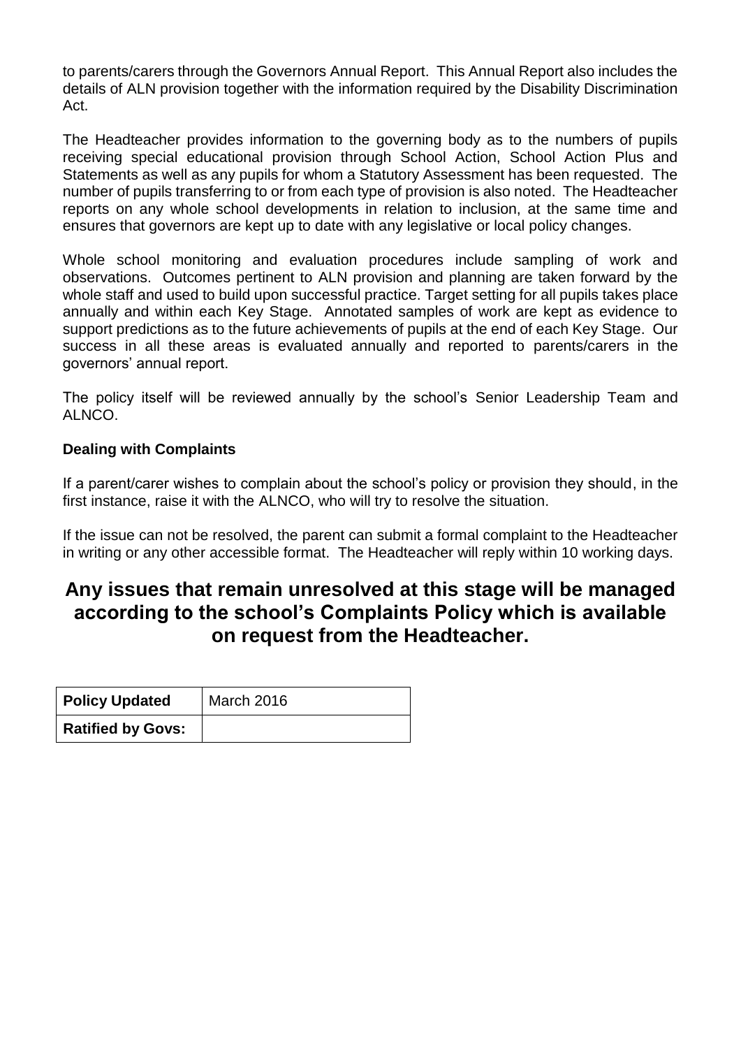to parents/carers through the Governors Annual Report. This Annual Report also includes the details of ALN provision together with the information required by the Disability Discrimination Act.

The Headteacher provides information to the governing body as to the numbers of pupils receiving special educational provision through School Action, School Action Plus and Statements as well as any pupils for whom a Statutory Assessment has been requested. The number of pupils transferring to or from each type of provision is also noted. The Headteacher reports on any whole school developments in relation to inclusion, at the same time and ensures that governors are kept up to date with any legislative or local policy changes.

Whole school monitoring and evaluation procedures include sampling of work and observations. Outcomes pertinent to ALN provision and planning are taken forward by the whole staff and used to build upon successful practice. Target setting for all pupils takes place annually and within each Key Stage. Annotated samples of work are kept as evidence to support predictions as to the future achievements of pupils at the end of each Key Stage. Our success in all these areas is evaluated annually and reported to parents/carers in the governors' annual report.

The policy itself will be reviewed annually by the school's Senior Leadership Team and ALNCO.

**Dealing with Complaints**

If a parent/carer wishes to complain about the school's policy or provision they should, in the first instance, raise it with the ALNCO, who will try to resolve the situation.

If the issue can not be resolved, the parent can submit a formal complaint to the Headteacher in writing or any other accessible format. The Headteacher will reply within 10 working days.

## Any issues that remain unresolved at this stage will be managed according to the school's Complaints Policy which is available on request from the Headteacher.

| | |
|---|---|
| **Policy Updated** | March 2016 |
| **Ratified by Govs:** | |